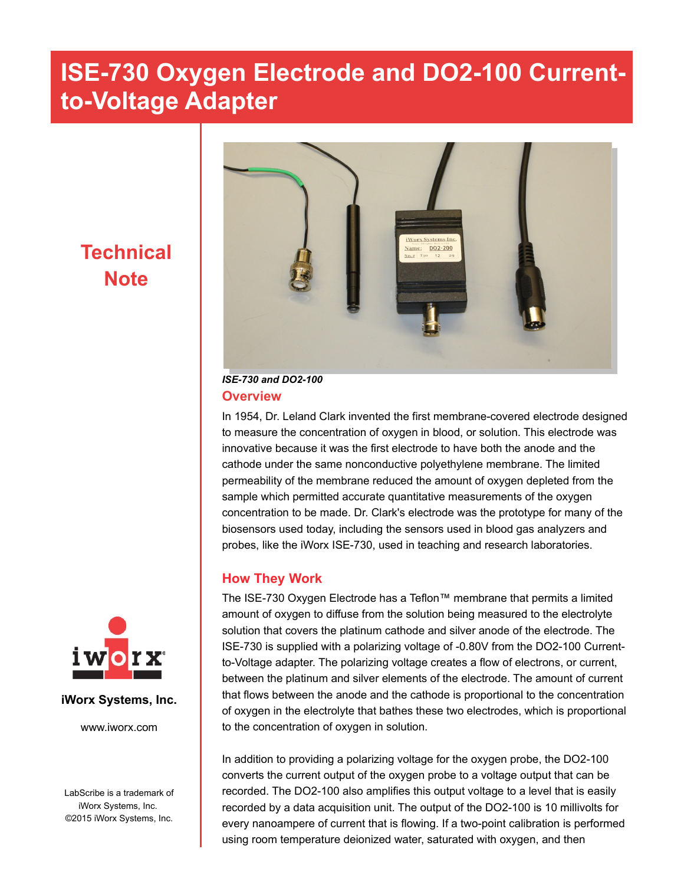# ISE-730 Oxygen Electrode and DO2-100 Current-to-Voltage Adapter

## Technical Note

iWorx Systems, Inc.

www.iworx.com

LabScribe is a trademark of iWorx Systems, Inc.
©2015 iWorx Systems, Inc.

*ISE-730 and DO2-100*

## Overview

In 1954, Dr. Leland Clark invented the first membrane-covered electrode designed to measure the concentration of oxygen in blood, or solution. This electrode was innovative because it was the first electrode to have both the anode and the cathode under the same nonconductive polyethylene membrane. The limited permeability of the membrane reduced the amount of oxygen depleted from the sample which permitted accurate quantitative measurements of the oxygen concentration to be made. Dr. Clark's electrode was the prototype for many of the biosensors used today, including the sensors used in blood gas analyzers and probes, like the iWorx ISE-730, used in teaching and research laboratories.

## How They Work

The ISE-730 Oxygen Electrode has a Teflon™ membrane that permits a limited amount of oxygen to diffuse from the solution being measured to the electrolyte solution that covers the platinum cathode and silver anode of the electrode. The ISE-730 is supplied with a polarizing voltage of -0.80V from the DO2-100 Current-to-Voltage adapter. The polarizing voltage creates a flow of electrons, or current, between the platinum and silver elements of the electrode. The amount of current that flows between the anode and the cathode is proportional to the concentration of oxygen in the electrolyte that bathes these two electrodes, which is proportional to the concentration of oxygen in solution.

In addition to providing a polarizing voltage for the oxygen probe, the DO2-100 converts the current output of the oxygen probe to a voltage output that can be recorded. The DO2-100 also amplifies this output voltage to a level that is easily recorded by a data acquisition unit. The output of the DO2-100 is 10 millivolts for every nanoampere of current that is flowing. If a two-point calibration is performed using room temperature deionized water, saturated with oxygen, and then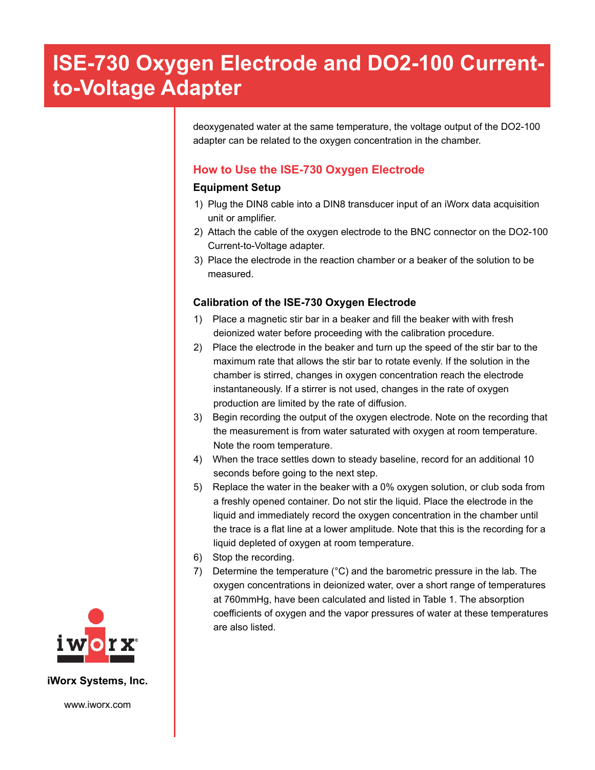deoxygenated water at the same temperature, the voltage output of the DO2-100 adapter can be related to the oxygen concentration in the chamber.

## How to Use the ISE-730 Oxygen Electrode

### Equipment Setup

1) Plug the DIN8 cable into a DIN8 transducer input of an iWorx data acquisition unit or amplifier.
2) Attach the cable of the oxygen electrode to the BNC connector on the DO2-100 Current-to-Voltage adapter.
3) Place the electrode in the reaction chamber or a beaker of the solution to be measured.

### Calibration of the ISE-730 Oxygen Electrode

1) Place a magnetic stir bar in a beaker and fill the beaker with with fresh deionized water before proceeding with the calibration procedure.
2) Place the electrode in the beaker and turn up the speed of the stir bar to the maximum rate that allows the stir bar to rotate evenly. If the solution in the chamber is stirred, changes in oxygen concentration reach the electrode instantaneously. If a stirrer is not used, changes in the rate of oxygen production are limited by the rate of diffusion.
3) Begin recording the output of the oxygen electrode. Note on the recording that the measurement is from water saturated with oxygen at room temperature. Note the room temperature.
4) When the trace settles down to steady baseline, record for an additional 10 seconds before going to the next step.
5) Replace the water in the beaker with a 0% oxygen solution, or club soda from a freshly opened container. Do not stir the liquid. Place the electrode in the liquid and immediately record the oxygen concentration in the chamber until the trace is a flat line at a lower amplitude. Note that this is the recording for a liquid depleted of oxygen at room temperature.
6) Stop the recording.
7) Determine the temperature (°C) and the barometric pressure in the lab. The oxygen concentrations in deionized water, over a short range of temperatures at 760mmHg, have been calculated and listed in Table 1. The absorption coefficients of oxygen and the vapor pressures of water at these temperatures are also listed.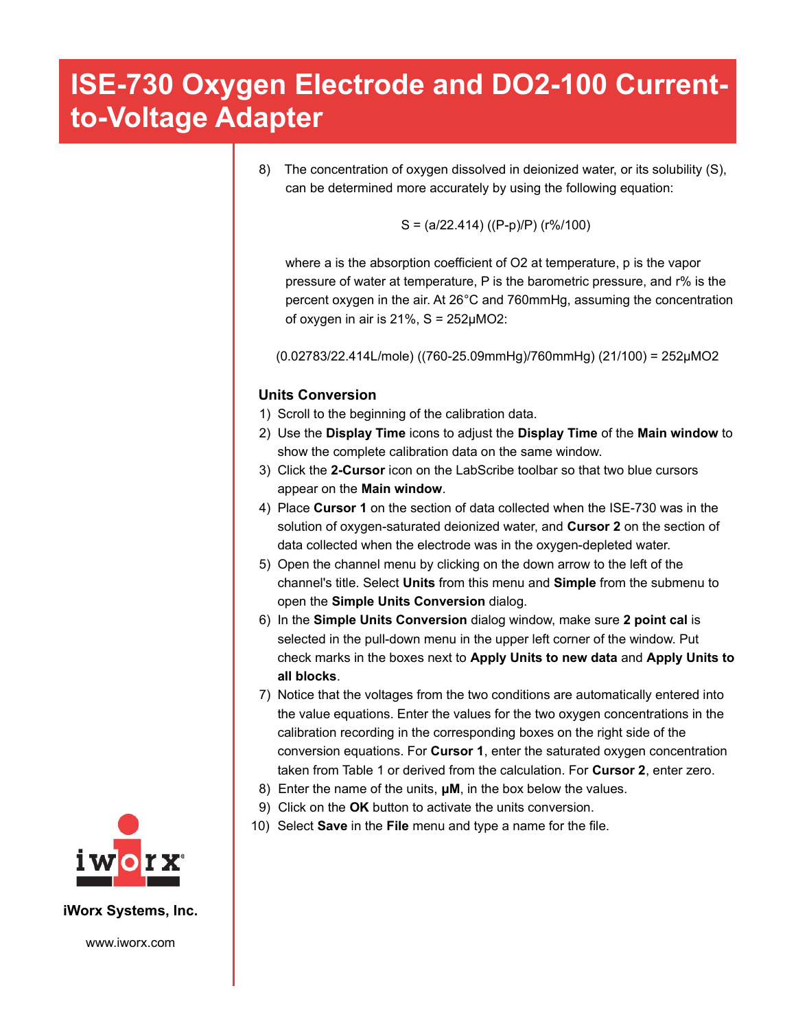# ISE-730 Oxygen Electrode and DO2-100 Current-to-Voltage Adapter

8) The concentration of oxygen dissolved in deionized water, or its solubility (S), can be determined more accurately by using the following equation:

$$S = (a/22.414)\ ((P-p)/P)\ (r\%/100)$$

where a is the absorption coefficient of O2 at temperature, p is the vapor pressure of water at temperature, P is the barometric pressure, and r% is the percent oxygen in the air. At 26°C and 760mmHg, assuming the concentration of oxygen in air is 21%, S = 252μMO2:

$$(0.02783/22.414\text{L/mole})\ ((760-25.09\text{mmHg})/760\text{mmHg})\ (21/100) = 252\mu\text{MO2}$$

### Units Conversion

1) Scroll to the beginning of the calibration data.
2) Use the **Display Time** icons to adjust the **Display Time** of the **Main window** to show the complete calibration data on the same window.
3) Click the **2-Cursor** icon on the LabScribe toolbar so that two blue cursors appear on the **Main window**.
4) Place **Cursor 1** on the section of data collected when the ISE-730 was in the solution of oxygen-saturated deionized water, and **Cursor 2** on the section of data collected when the electrode was in the oxygen-depleted water.
5) Open the channel menu by clicking on the down arrow to the left of the channel's title. Select **Units** from this menu and **Simple** from the submenu to open the **Simple Units Conversion** dialog.
6) In the **Simple Units Conversion** dialog window, make sure **2 point cal** is selected in the pull-down menu in the upper left corner of the window. Put check marks in the boxes next to **Apply Units to new data** and **Apply Units to all blocks**.
7) Notice that the voltages from the two conditions are automatically entered into the value equations. Enter the values for the two oxygen concentrations in the calibration recording in the corresponding boxes on the right side of the conversion equations. For **Cursor 1**, enter the saturated oxygen concentration taken from Table 1 or derived from the calculation. For **Cursor 2**, enter zero.
8) Enter the name of the units, **μM**, in the box below the values.
9) Click on the **OK** button to activate the units conversion.
10) Select **Save** in the **File** menu and type a name for the file.

iWorx Systems, Inc.

www.iworx.com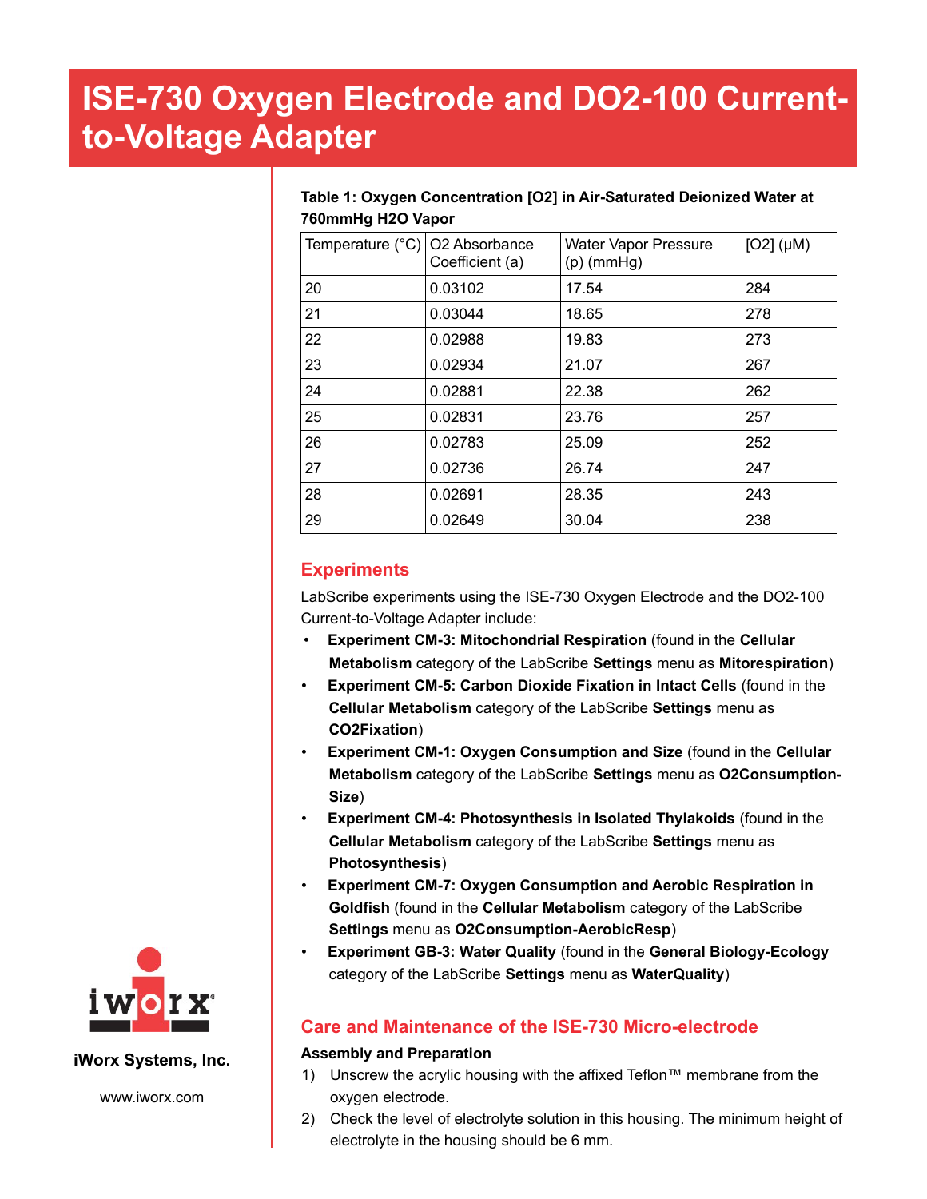# ISE-730 Oxygen Electrode and DO2-100 Current-to-Voltage Adapter

**Table 1: Oxygen Concentration [O2] in Air-Saturated Deionized Water at 760mmHg H2O Vapor**

| Temperature (°C) | O2 Absorbance Coefficient (a) | Water Vapor Pressure (p) (mmHg) | [O2] (μM) |
|---|---|---|---|
| 20 | 0.03102 | 17.54 | 284 |
| 21 | 0.03044 | 18.65 | 278 |
| 22 | 0.02988 | 19.83 | 273 |
| 23 | 0.02934 | 21.07 | 267 |
| 24 | 0.02881 | 22.38 | 262 |
| 25 | 0.02831 | 23.76 | 257 |
| 26 | 0.02783 | 25.09 | 252 |
| 27 | 0.02736 | 26.74 | 247 |
| 28 | 0.02691 | 28.35 | 243 |
| 29 | 0.02649 | 30.04 | 238 |

## Experiments

LabScribe experiments using the ISE-730 Oxygen Electrode and the DO2-100 Current-to-Voltage Adapter include:

- **Experiment CM-3: Mitochondrial Respiration** (found in the **Cellular Metabolism** category of the LabScribe **Settings** menu as **Mitorespiration**)
- **Experiment CM-5: Carbon Dioxide Fixation in Intact Cells** (found in the **Cellular Metabolism** category of the LabScribe **Settings** menu as **CO2Fixation**)
- **Experiment CM-1: Oxygen Consumption and Size** (found in the **Cellular Metabolism** category of the LabScribe **Settings** menu as **O2Consumption-Size**)
- **Experiment CM-4: Photosynthesis in Isolated Thylakoids** (found in the **Cellular Metabolism** category of the LabScribe **Settings** menu as **Photosynthesis**)
- **Experiment CM-7: Oxygen Consumption and Aerobic Respiration in Goldfish** (found in the **Cellular Metabolism** category of the LabScribe **Settings** menu as **O2Consumption-AerobicResp**)
- **Experiment GB-3: Water Quality** (found in the **General Biology-Ecology** category of the LabScribe **Settings** menu as **WaterQuality**)

## Care and Maintenance of the ISE-730 Micro-electrode

### Assembly and Preparation

1) Unscrew the acrylic housing with the affixed Teflon™ membrane from the oxygen electrode.
2) Check the level of electrolyte solution in this housing. The minimum height of electrolyte in the housing should be 6 mm.

iWorx Systems, Inc.

www.iworx.com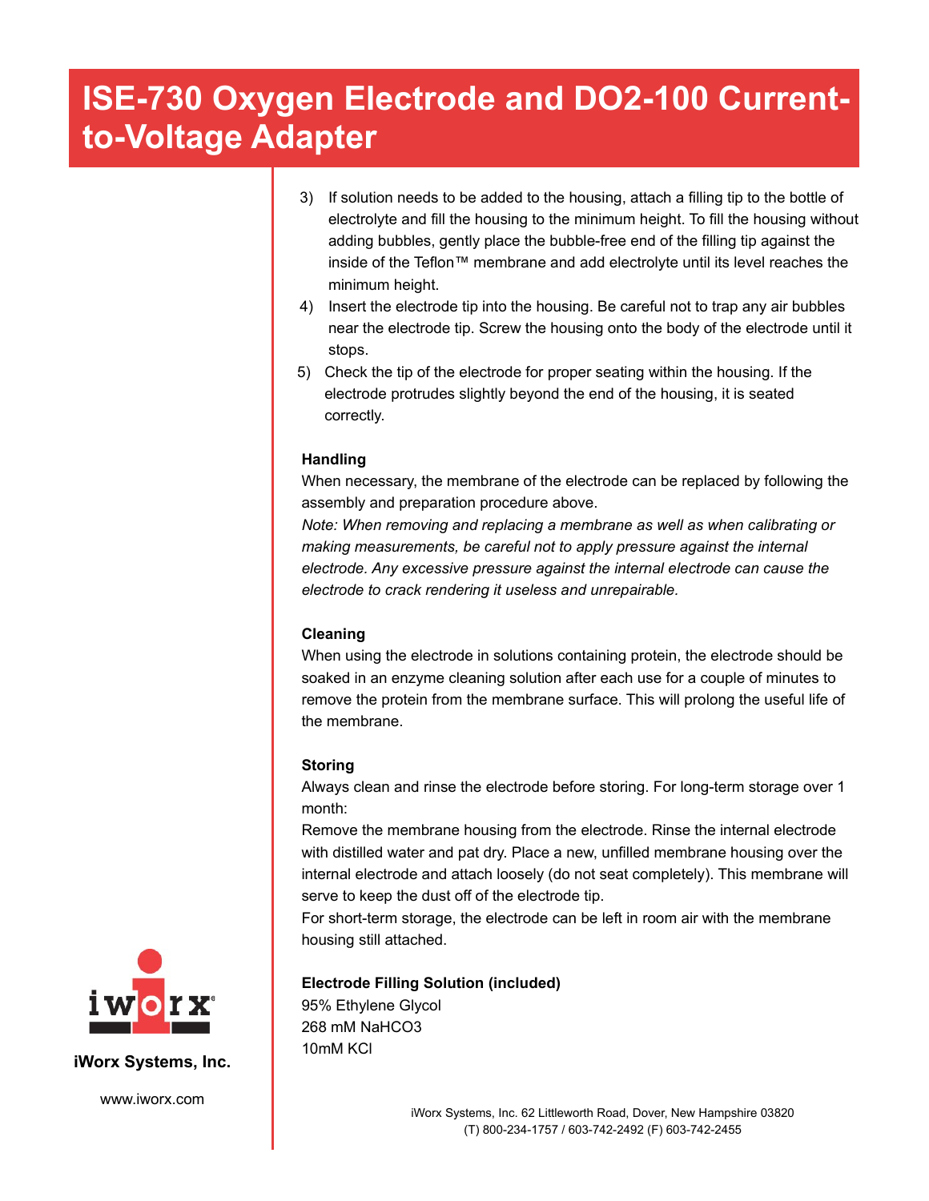# ISE-730 Oxygen Electrode and DO2-100 Current-to-Voltage Adapter

3) If solution needs to be added to the housing, attach a filling tip to the bottle of electrolyte and fill the housing to the minimum height. To fill the housing without adding bubbles, gently place the bubble-free end of the filling tip against the inside of the Teflon™ membrane and add electrolyte until its level reaches the minimum height.
4) Insert the electrode tip into the housing. Be careful not to trap any air bubbles near the electrode tip. Screw the housing onto the body of the electrode until it stops.
5) Check the tip of the electrode for proper seating within the housing. If the electrode protrudes slightly beyond the end of the housing, it is seated correctly.

**Handling**

When necessary, the membrane of the electrode can be replaced by following the assembly and preparation procedure above.

*Note: When removing and replacing a membrane as well as when calibrating or making measurements, be careful not to apply pressure against the internal electrode. Any excessive pressure against the internal electrode can cause the electrode to crack rendering it useless and unrepairable.*

**Cleaning**

When using the electrode in solutions containing protein, the electrode should be soaked in an enzyme cleaning solution after each use for a couple of minutes to remove the protein from the membrane surface. This will prolong the useful life of the membrane.

**Storing**

Always clean and rinse the electrode before storing. For long-term storage over 1 month:

Remove the membrane housing from the electrode. Rinse the internal electrode with distilled water and pat dry. Place a new, unfilled membrane housing over the internal electrode and attach loosely (do not seat completely). This membrane will serve to keep the dust off of the electrode tip.

For short-term storage, the electrode can be left in room air with the membrane housing still attached.

**Electrode Filling Solution (included)**

95% Ethylene Glycol
268 mM $NaHCO_3$
10mM KCl

iWorx Systems, Inc.

www.iworx.com

iWorx Systems, Inc. 62 Littleworth Road, Dover, New Hampshire 03820
(T) 800-234-1757 / 603-742-2492 (F) 603-742-2455